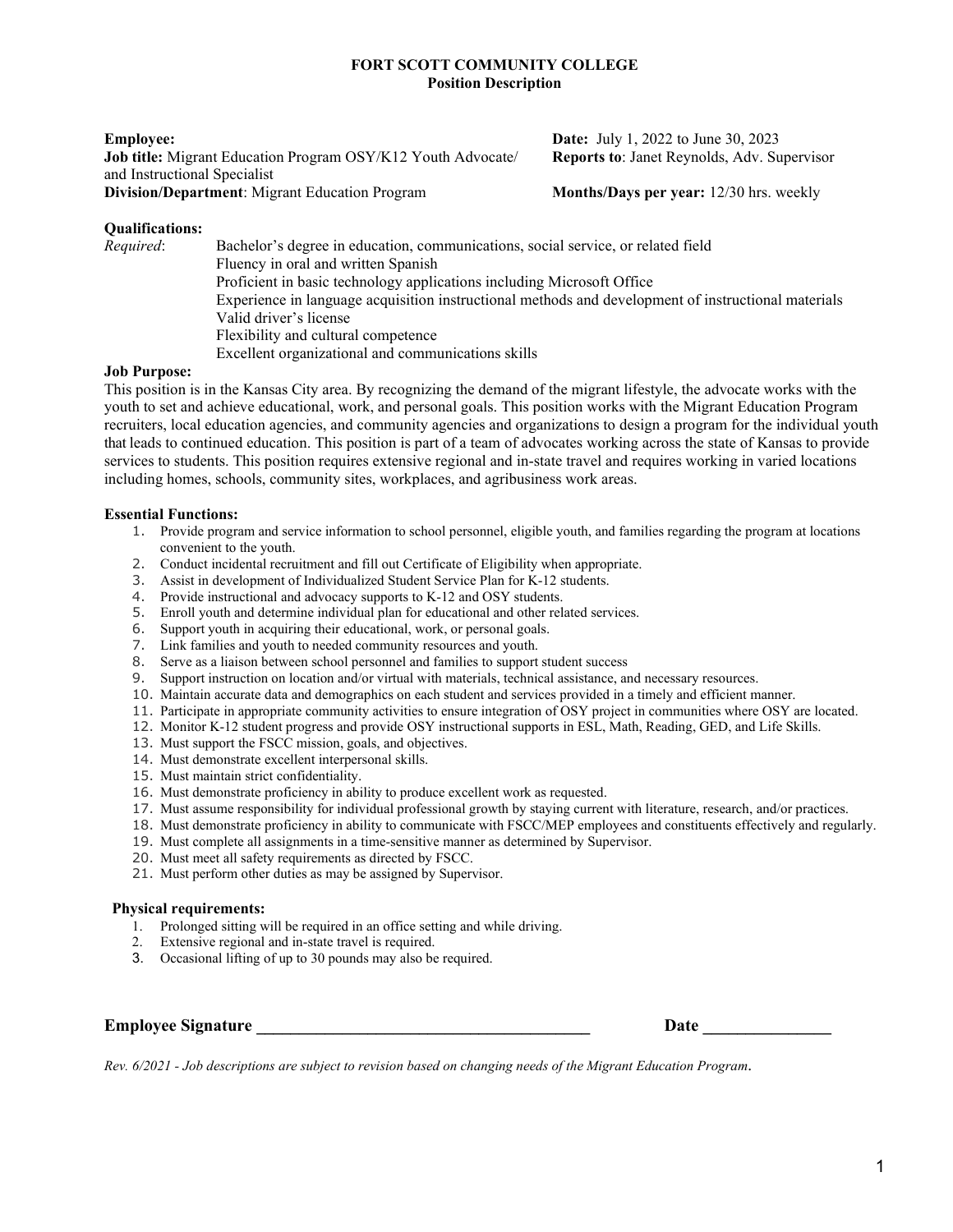# FORT SCOTT COMMUNITY COLLEGE
## Position Description

**Employee:**
**Job title:** Migrant Education Program OSY/K12 Youth Advocate/ and Instructional Specialist
**Division/Department**: Migrant Education Program

**Date:** July 1, 2022 to June 30, 2023
**Reports to**: Janet Reynolds, Adv. Supervisor
**Months/Days per year:** 12/30 hrs. weekly

**Qualifications:**

*Required*:
- Bachelor's degree in education, communications, social service, or related field
- Fluency in oral and written Spanish
- Proficient in basic technology applications including Microsoft Office
- Experience in language acquisition instructional methods and development of instructional materials
- Valid driver's license
- Flexibility and cultural competence
- Excellent organizational and communications skills

**Job Purpose:**

This position is in the Kansas City area. By recognizing the demand of the migrant lifestyle, the advocate works with the youth to set and achieve educational, work, and personal goals. This position works with the Migrant Education Program recruiters, local education agencies, and community agencies and organizations to design a program for the individual youth that leads to continued education. This position is part of a team of advocates working across the state of Kansas to provide services to students. This position requires extensive regional and in-state travel and requires working in varied locations including homes, schools, community sites, workplaces, and agribusiness work areas.

**Essential Functions:**

1. Provide program and service information to school personnel, eligible youth, and families regarding the program at locations convenient to the youth.
2. Conduct incidental recruitment and fill out Certificate of Eligibility when appropriate.
3. Assist in development of Individualized Student Service Plan for K-12 students.
4. Provide instructional and advocacy supports to K-12 and OSY students.
5. Enroll youth and determine individual plan for educational and other related services.
6. Support youth in acquiring their educational, work, or personal goals.
7. Link families and youth to needed community resources and youth.
8. Serve as a liaison between school personnel and families to support student success
9. Support instruction on location and/or virtual with materials, technical assistance, and necessary resources.
10. Maintain accurate data and demographics on each student and services provided in a timely and efficient manner.
11. Participate in appropriate community activities to ensure integration of OSY project in communities where OSY are located.
12. Monitor K-12 student progress and provide OSY instructional supports in ESL, Math, Reading, GED, and Life Skills.
13. Must support the FSCC mission, goals, and objectives.
14. Must demonstrate excellent interpersonal skills.
15. Must maintain strict confidentiality.
16. Must demonstrate proficiency in ability to produce excellent work as requested.
17. Must assume responsibility for individual professional growth by staying current with literature, research, and/or practices.
18. Must demonstrate proficiency in ability to communicate with FSCC/MEP employees and constituents effectively and regularly.
19. Must complete all assignments in a time-sensitive manner as determined by Supervisor.
20. Must meet all safety requirements as directed by FSCC.
21. Must perform other duties as may be assigned by Supervisor.

**Physical requirements:**

1. Prolonged sitting will be required in an office setting and while driving.
2. Extensive regional and in-state travel is required.
3. Occasional lifting of up to 30 pounds may also be required.

**Employee Signature** ________________________________________ **Date** _______________

*Rev. 6/2021 - Job descriptions are subject to revision based on changing needs of the Migrant Education Program.*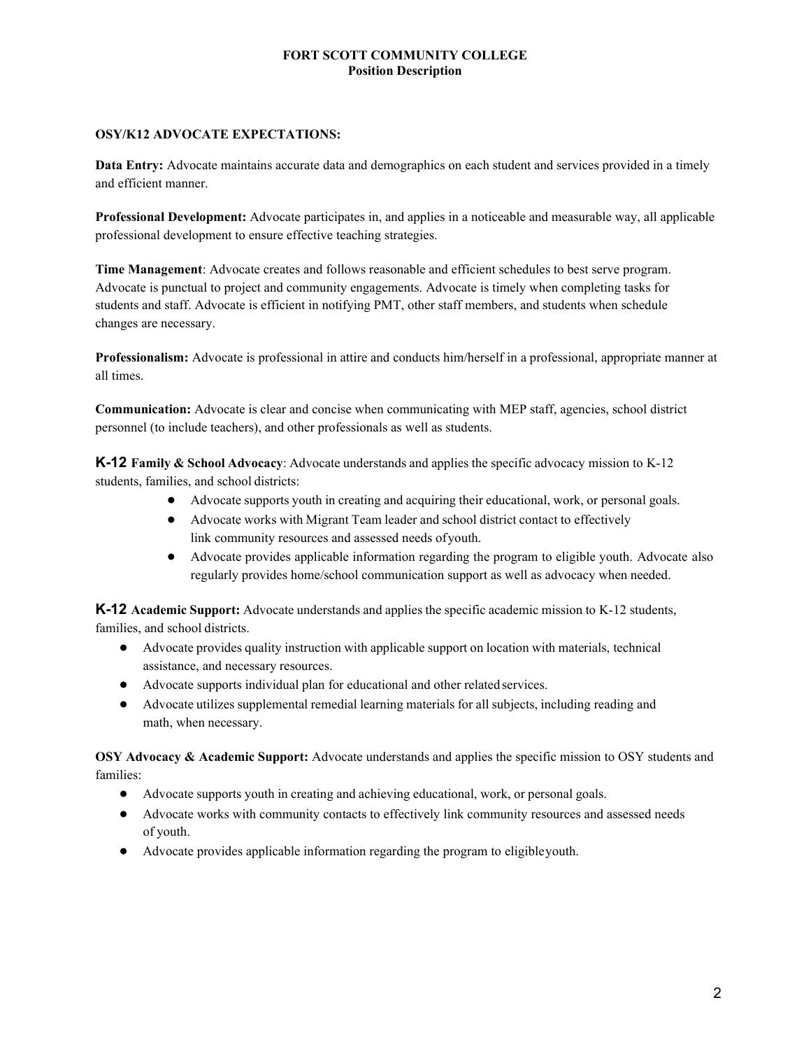**FORT SCOTT COMMUNITY COLLEGE**
**Position Description**

## OSY/K12 ADVOCATE EXPECTATIONS:

**Data Entry:** Advocate maintains accurate data and demographics on each student and services provided in a timely and efficient manner.

**Professional Development:** Advocate participates in, and applies in a noticeable and measurable way, all applicable professional development to ensure effective teaching strategies.

**Time Management**: Advocate creates and follows reasonable and efficient schedules to best serve program. Advocate is punctual to project and community engagements. Advocate is timely when completing tasks for students and staff. Advocate is efficient in notifying PMT, other staff members, and students when schedule changes are necessary.

**Professionalism:** Advocate is professional in attire and conducts him/herself in a professional, appropriate manner at all times.

**Communication:** Advocate is clear and concise when communicating with MEP staff, agencies, school district personnel (to include teachers), and other professionals as well as students.

**K-12 Family & School Advocacy**: Advocate understands and applies the specific advocacy mission to K-12 students, families, and school districts:

- Advocate supports youth in creating and acquiring their educational, work, or personal goals.
- Advocate works with Migrant Team leader and school district contact to effectively link community resources and assessed needs of youth.
- Advocate provides applicable information regarding the program to eligible youth. Advocate also regularly provides home/school communication support as well as advocacy when needed.

**K-12 Academic Support:** Advocate understands and applies the specific academic mission to K-12 students, families, and school districts.

- Advocate provides quality instruction with applicable support on location with materials, technical assistance, and necessary resources.
- Advocate supports individual plan for educational and other related services.
- Advocate utilizes supplemental remedial learning materials for all subjects, including reading and math, when necessary.

**OSY Advocacy & Academic Support:** Advocate understands and applies the specific mission to OSY students and families:

- Advocate supports youth in creating and achieving educational, work, or personal goals.
- Advocate works with community contacts to effectively link community resources and assessed needs of youth.
- Advocate provides applicable information regarding the program to eligible youth.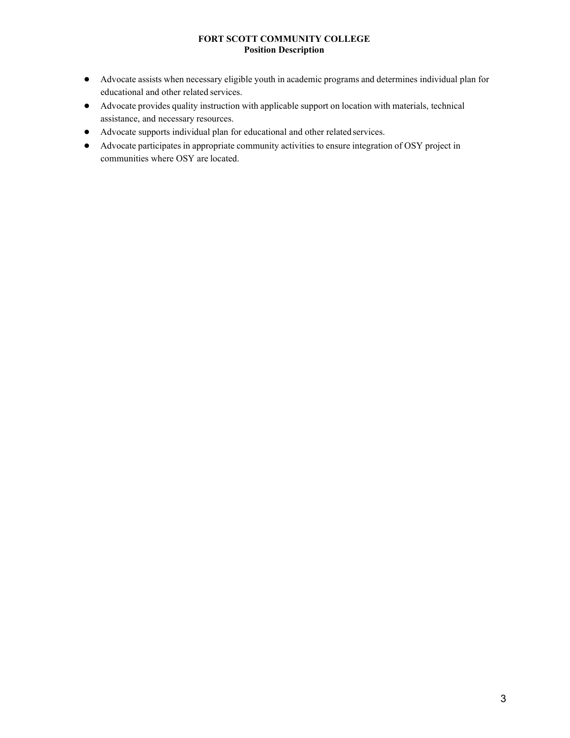- Advocate assists when necessary eligible youth in academic programs and determines individual plan for educational and other related services.
- Advocate provides quality instruction with applicable support on location with materials, technical assistance, and necessary resources.
- Advocate supports individual plan for educational and other related services.
- Advocate participates in appropriate community activities to ensure integration of OSY project in communities where OSY are located.